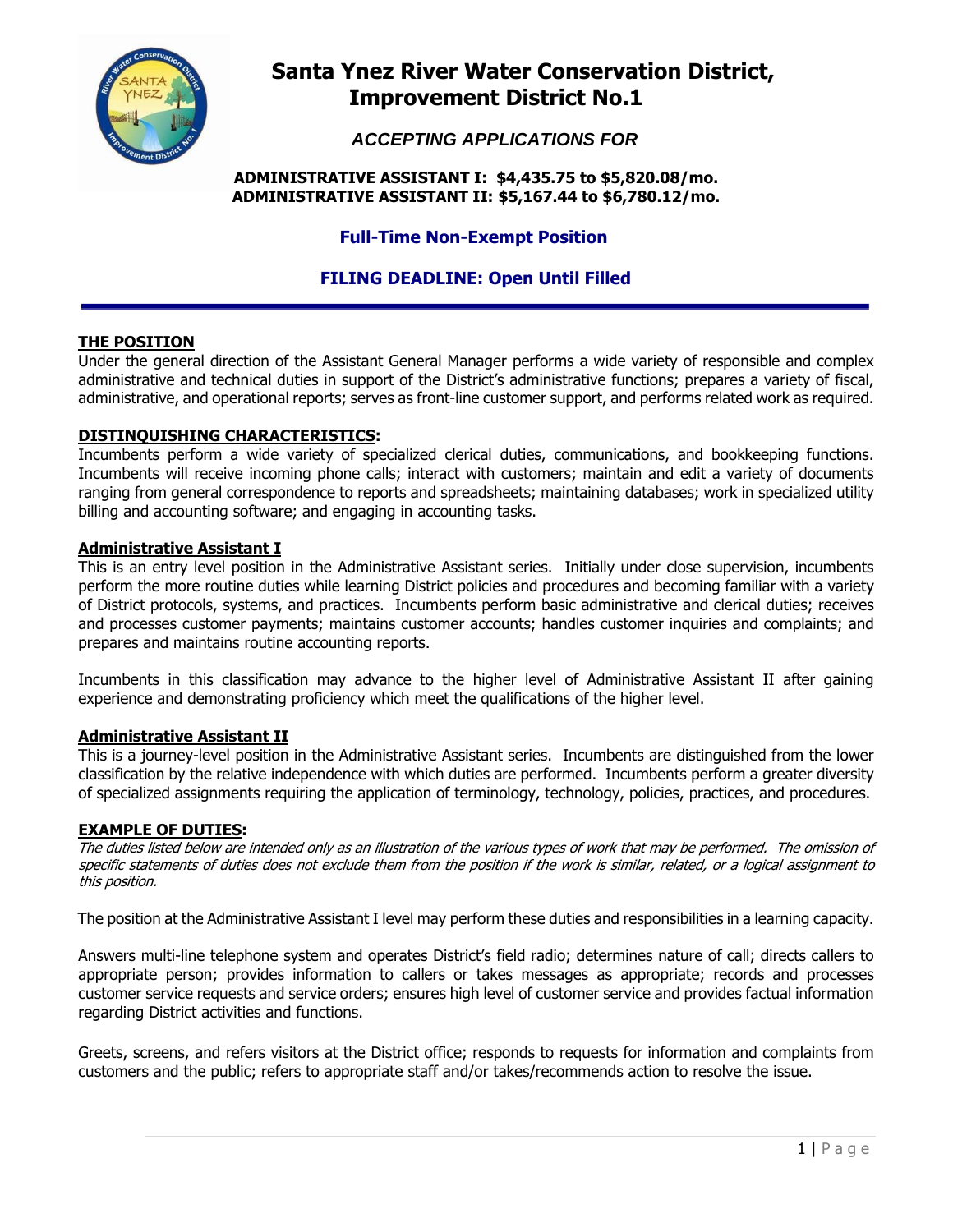# Santa Ynez River Water Conservation District, Improvement District No.1

### *ACCEPTING APPLICATIONS FOR*

**ADMINISTRATIVE ASSISTANT I: $4,435.75 to $5,820.08/mo.**
**ADMINISTRATIVE ASSISTANT II: $5,167.44 to $6,780.12/mo.**

**Full-Time Non-Exempt Position**

**FILING DEADLINE: Open Until Filled**

---

## THE POSITION

Under the general direction of the Assistant General Manager performs a wide variety of responsible and complex administrative and technical duties in support of the District's administrative functions; prepares a variety of fiscal, administrative, and operational reports; serves as front-line customer support, and performs related work as required.

## DISTINQUISHING CHARACTERISTICS:

Incumbents perform a wide variety of specialized clerical duties, communications, and bookkeeping functions. Incumbents will receive incoming phone calls; interact with customers; maintain and edit a variety of documents ranging from general correspondence to reports and spreadsheets; maintaining databases; work in specialized utility billing and accounting software; and engaging in accounting tasks.

### Administrative Assistant I

This is an entry level position in the Administrative Assistant series. Initially under close supervision, incumbents perform the more routine duties while learning District policies and procedures and becoming familiar with a variety of District protocols, systems, and practices. Incumbents perform basic administrative and clerical duties; receives and processes customer payments; maintains customer accounts; handles customer inquiries and complaints; and prepares and maintains routine accounting reports.

Incumbents in this classification may advance to the higher level of Administrative Assistant II after gaining experience and demonstrating proficiency which meet the qualifications of the higher level.

### Administrative Assistant II

This is a journey-level position in the Administrative Assistant series. Incumbents are distinguished from the lower classification by the relative independence with which duties are performed. Incumbents perform a greater diversity of specialized assignments requiring the application of terminology, technology, policies, practices, and procedures.

## EXAMPLE OF DUTIES:

*The duties listed below are intended only as an illustration of the various types of work that may be performed. The omission of specific statements of duties does not exclude them from the position if the work is similar, related, or a logical assignment to this position.*

The position at the Administrative Assistant I level may perform these duties and responsibilities in a learning capacity.

Answers multi-line telephone system and operates District's field radio; determines nature of call; directs callers to appropriate person; provides information to callers or takes messages as appropriate; records and processes customer service requests and service orders; ensures high level of customer service and provides factual information regarding District activities and functions.

Greets, screens, and refers visitors at the District office; responds to requests for information and complaints from customers and the public; refers to appropriate staff and/or takes/recommends action to resolve the issue.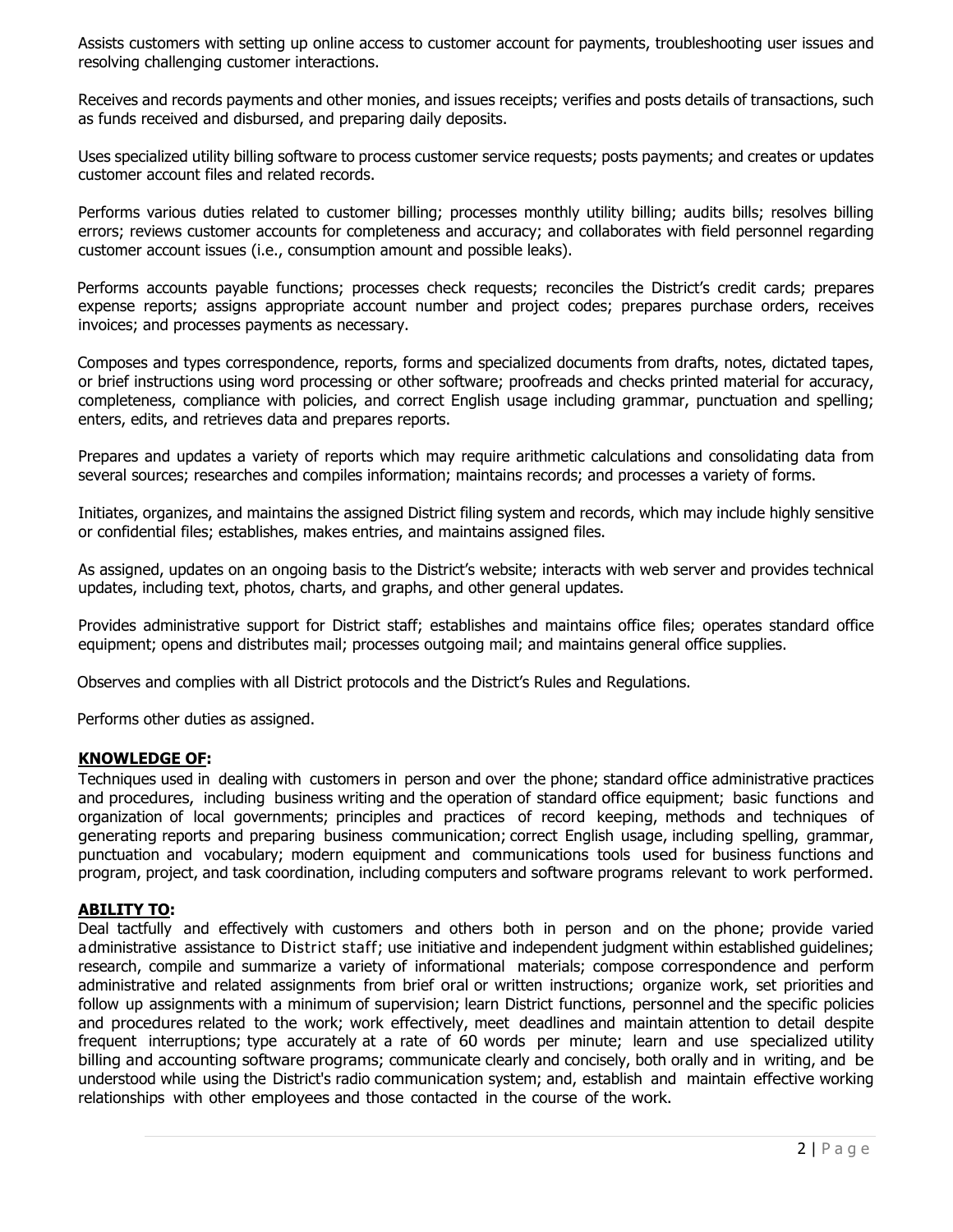Assists customers with setting up online access to customer account for payments, troubleshooting user issues and resolving challenging customer interactions.

Receives and records payments and other monies, and issues receipts; verifies and posts details of transactions, such as funds received and disbursed, and preparing daily deposits.

Uses specialized utility billing software to process customer service requests; posts payments; and creates or updates customer account files and related records.

Performs various duties related to customer billing; processes monthly utility billing; audits bills; resolves billing errors; reviews customer accounts for completeness and accuracy; and collaborates with field personnel regarding customer account issues (i.e., consumption amount and possible leaks).

Performs accounts payable functions; processes check requests; reconciles the District's credit cards; prepares expense reports; assigns appropriate account number and project codes; prepares purchase orders, receives invoices; and processes payments as necessary.

Composes and types correspondence, reports, forms and specialized documents from drafts, notes, dictated tapes, or brief instructions using word processing or other software; proofreads and checks printed material for accuracy, completeness, compliance with policies, and correct English usage including grammar, punctuation and spelling; enters, edits, and retrieves data and prepares reports.

Prepares and updates a variety of reports which may require arithmetic calculations and consolidating data from several sources; researches and compiles information; maintains records; and processes a variety of forms.

Initiates, organizes, and maintains the assigned District filing system and records, which may include highly sensitive or confidential files; establishes, makes entries, and maintains assigned files.

As assigned, updates on an ongoing basis to the District's website; interacts with web server and provides technical updates, including text, photos, charts, and graphs, and other general updates.

Provides administrative support for District staff; establishes and maintains office files; operates standard office equipment; opens and distributes mail; processes outgoing mail; and maintains general office supplies.

Observes and complies with all District protocols and the District's Rules and Regulations.

Performs other duties as assigned.

**KNOWLEDGE OF:**

Techniques used in dealing with customers in person and over the phone; standard office administrative practices and procedures, including business writing and the operation of standard office equipment; basic functions and organization of local governments; principles and practices of record keeping, methods and techniques of generating reports and preparing business communication; correct English usage, including spelling, grammar, punctuation and vocabulary; modern equipment and communications tools used for business functions and program, project, and task coordination, including computers and software programs relevant to work performed.

**ABILITY TO:**

Deal tactfully and effectively with customers and others both in person and on the phone; provide varied administrative assistance to District staff; use initiative and independent judgment within established guidelines; research, compile and summarize a variety of informational materials; compose correspondence and perform administrative and related assignments from brief oral or written instructions; organize work, set priorities and follow up assignments with a minimum of supervision; learn District functions, personnel and the specific policies and procedures related to the work; work effectively, meet deadlines and maintain attention to detail despite frequent interruptions; type accurately at a rate of 60 words per minute; learn and use specialized utility billing and accounting software programs; communicate clearly and concisely, both orally and in writing, and be understood while using the District's radio communication system; and, establish and maintain effective working relationships with other employees and those contacted in the course of the work.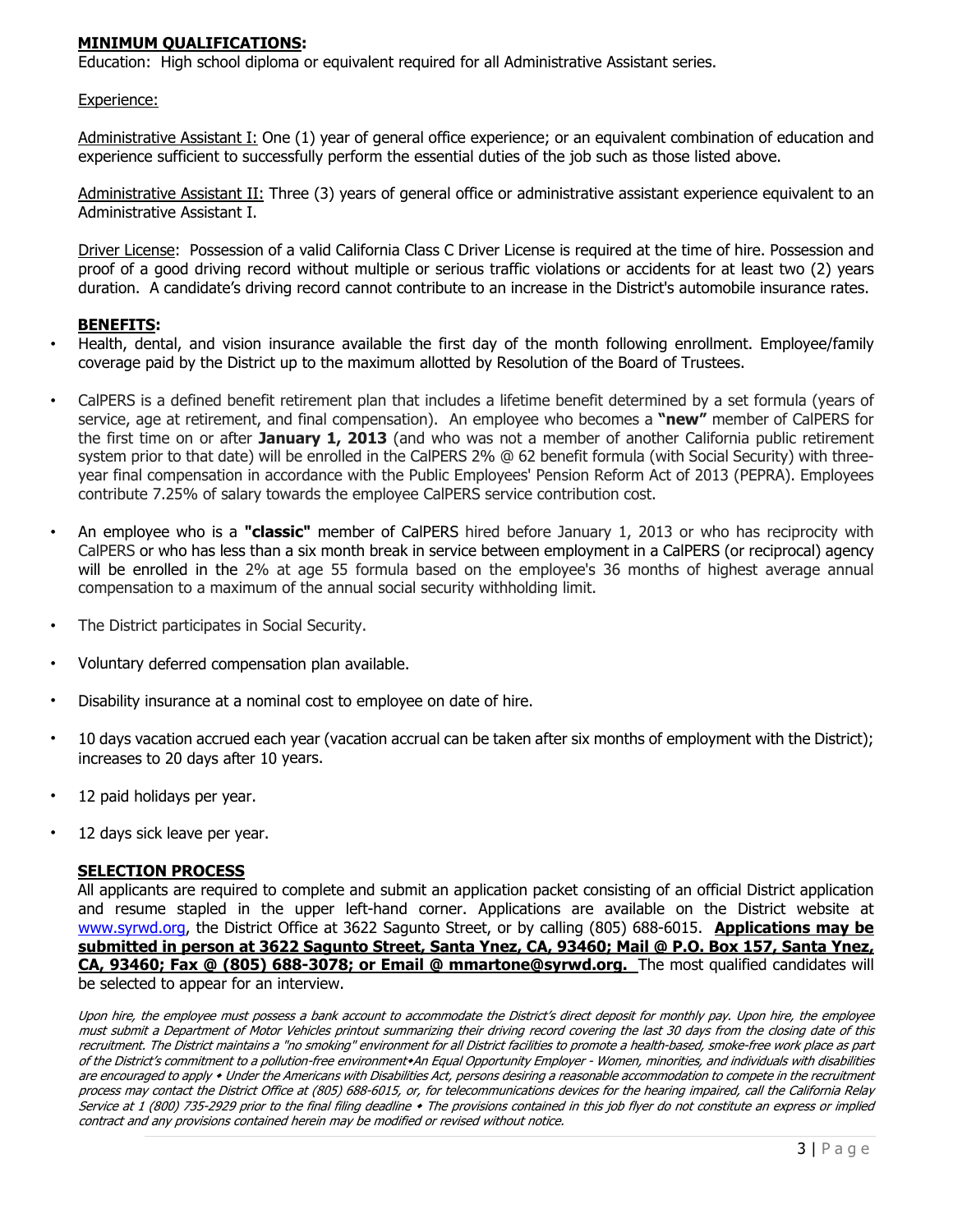**MINIMUM QUALIFICATIONS:**

Education: High school diploma or equivalent required for all Administrative Assistant series.

Experience:

Administrative Assistant I: One (1) year of general office experience; or an equivalent combination of education and experience sufficient to successfully perform the essential duties of the job such as those listed above.

Administrative Assistant II: Three (3) years of general office or administrative assistant experience equivalent to an Administrative Assistant I.

Driver License: Possession of a valid California Class C Driver License is required at the time of hire. Possession and proof of a good driving record without multiple or serious traffic violations or accidents for at least two (2) years duration. A candidate's driving record cannot contribute to an increase in the District's automobile insurance rates.

**BENEFITS:**

- Health, dental, and vision insurance available the first day of the month following enrollment. Employee/family coverage paid by the District up to the maximum allotted by Resolution of the Board of Trustees.
- CalPERS is a defined benefit retirement plan that includes a lifetime benefit determined by a set formula (years of service, age at retirement, and final compensation). An employee who becomes a **"new"** member of CalPERS for the first time on or after **January 1, 2013** (and who was not a member of another California public retirement system prior to that date) will be enrolled in the CalPERS 2% @ 62 benefit formula (with Social Security) with three-year final compensation in accordance with the Public Employees' Pension Reform Act of 2013 (PEPRA). Employees contribute 7.25% of salary towards the employee CalPERS service contribution cost.
- An employee who is a **"classic"** member of CalPERS hired before January 1, 2013 or who has reciprocity with CalPERS or who has less than a six month break in service between employment in a CalPERS (or reciprocal) agency will be enrolled in the 2% at age 55 formula based on the employee's 36 months of highest average annual compensation to a maximum of the annual social security withholding limit.
- The District participates in Social Security.
- Voluntary deferred compensation plan available.
- Disability insurance at a nominal cost to employee on date of hire.
- 10 days vacation accrued each year (vacation accrual can be taken after six months of employment with the District); increases to 20 days after 10 years.
- 12 paid holidays per year.
- 12 days sick leave per year.

**SELECTION PROCESS**

All applicants are required to complete and submit an application packet consisting of an official District application and resume stapled in the upper left-hand corner. Applications are available on the District website at www.syrwd.org, the District Office at 3622 Sagunto Street, or by calling (805) 688-6015. **Applications may be submitted in person at 3622 Sagunto Street, Santa Ynez, CA, 93460; Mail @ P.O. Box 157, Santa Ynez, CA, 93460; Fax @ (805) 688-3078; or Email @ mmartone@syrwd.org.** The most qualified candidates will be selected to appear for an interview.

*Upon hire, the employee must possess a bank account to accommodate the District's direct deposit for monthly pay. Upon hire, the employee must submit a Department of Motor Vehicles printout summarizing their driving record covering the last 30 days from the closing date of this recruitment. The District maintains a "no smoking" environment for all District facilities to promote a health-based, smoke-free work place as part of the District's commitment to a pollution-free environment•An Equal Opportunity Employer - Women, minorities, and individuals with disabilities are encouraged to apply • Under the Americans with Disabilities Act, persons desiring a reasonable accommodation to compete in the recruitment process may contact the District Office at (805) 688-6015, or, for telecommunications devices for the hearing impaired, call the California Relay Service at 1 (800) 735-2929 prior to the final filing deadline • The provisions contained in this job flyer do not constitute an express or implied contract and any provisions contained herein may be modified or revised without notice.*